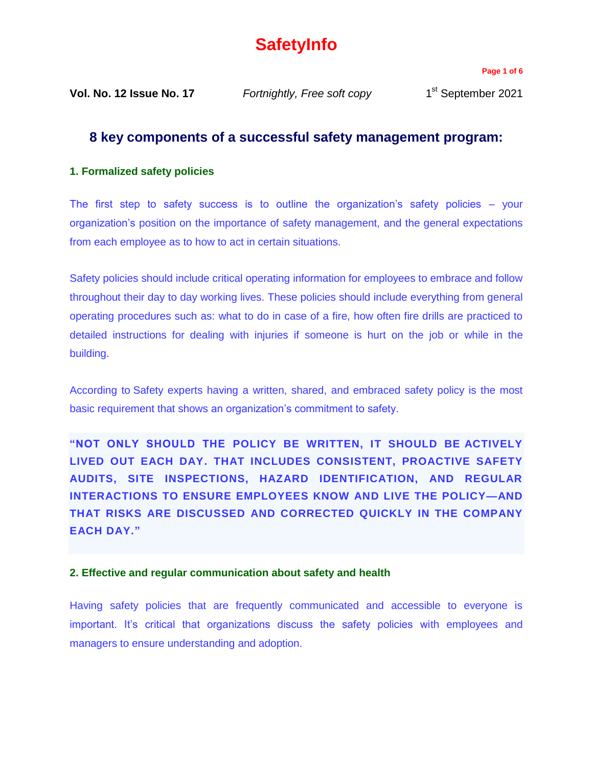# SafetyInfo

**Vol. No. 12 Issue No. 17** *Fortnightly, Free soft copy* 1st September 2021

## 8 key components of a successful safety management program:

### 1. Formalized safety policies

The first step to safety success is to outline the organization's safety policies – your organization's position on the importance of safety management, and the general expectations from each employee as to how to act in certain situations.

Safety policies should include critical operating information for employees to embrace and follow throughout their day to day working lives. These policies should include everything from general operating procedures such as: what to do in case of a fire, how often fire drills are practiced to detailed instructions for dealing with injuries if someone is hurt on the job or while in the building.

According to Safety experts having a written, shared, and embraced safety policy is the most basic requirement that shows an organization's commitment to safety.

> **"NOT ONLY SHOULD THE POLICY BE WRITTEN, IT SHOULD BE ACTIVELY LIVED OUT EACH DAY. THAT INCLUDES CONSISTENT, PROACTIVE SAFETY AUDITS, SITE INSPECTIONS, HAZARD IDENTIFICATION, AND REGULAR INTERACTIONS TO ENSURE EMPLOYEES KNOW AND LIVE THE POLICY—AND THAT RISKS ARE DISCUSSED AND CORRECTED QUICKLY IN THE COMPANY EACH DAY."**

### 2. Effective and regular communication about safety and health

Having safety policies that are frequently communicated and accessible to everyone is important. It's critical that organizations discuss the safety policies with employees and managers to ensure understanding and adoption.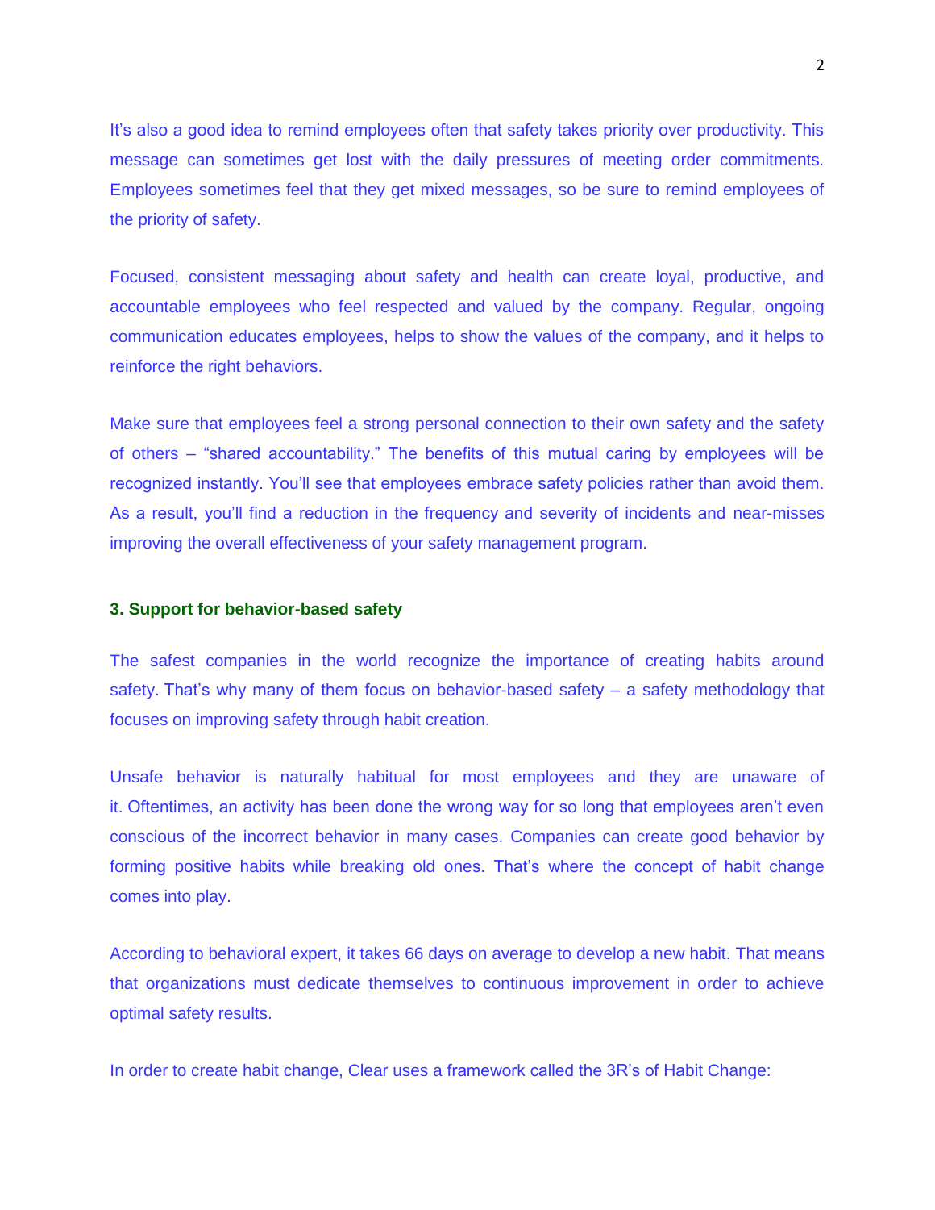It's also a good idea to remind employees often that safety takes priority over productivity. This message can sometimes get lost with the daily pressures of meeting order commitments. Employees sometimes feel that they get mixed messages, so be sure to remind employees of the priority of safety.

Focused, consistent messaging about safety and health can create loyal, productive, and accountable employees who feel respected and valued by the company. Regular, ongoing communication educates employees, helps to show the values of the company, and it helps to reinforce the right behaviors.

Make sure that employees feel a strong personal connection to their own safety and the safety of others – "shared accountability." The benefits of this mutual caring by employees will be recognized instantly. You'll see that employees embrace safety policies rather than avoid them. As a result, you'll find a reduction in the frequency and severity of incidents and near-misses improving the overall effectiveness of your safety management program.

### 3. Support for behavior-based safety

The safest companies in the world recognize the importance of creating habits around safety. That's why many of them focus on behavior-based safety – a safety methodology that focuses on improving safety through habit creation.

Unsafe behavior is naturally habitual for most employees and they are unaware of it. Oftentimes, an activity has been done the wrong way for so long that employees aren't even conscious of the incorrect behavior in many cases. Companies can create good behavior by forming positive habits while breaking old ones. That's where the concept of habit change comes into play.

According to behavioral expert, it takes 66 days on average to develop a new habit. That means that organizations must dedicate themselves to continuous improvement in order to achieve optimal safety results.

In order to create habit change, Clear uses a framework called the 3R's of Habit Change: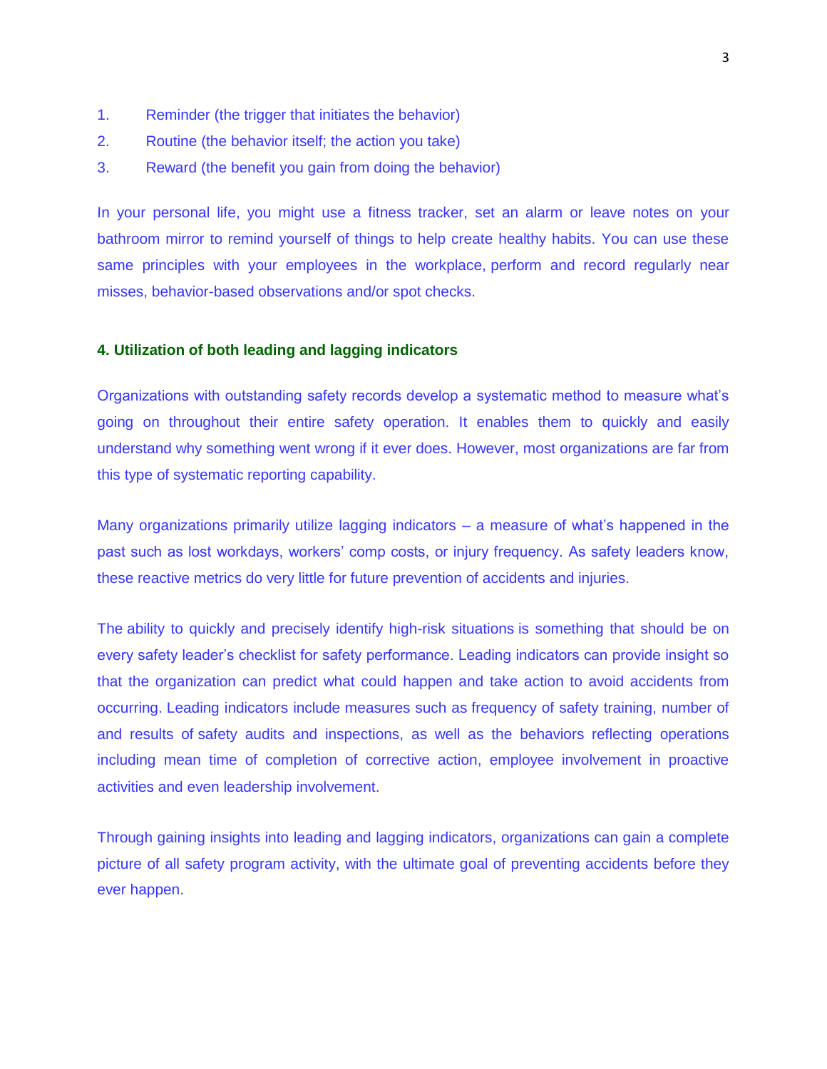1. Reminder (the trigger that initiates the behavior)
2. Routine (the behavior itself; the action you take)
3. Reward (the benefit you gain from doing the behavior)

In your personal life, you might use a fitness tracker, set an alarm or leave notes on your bathroom mirror to remind yourself of things to help create healthy habits. You can use these same principles with your employees in the workplace, perform and record regularly near misses, behavior-based observations and/or spot checks.

**4. Utilization of both leading and lagging indicators**

Organizations with outstanding safety records develop a systematic method to measure what's going on throughout their entire safety operation. It enables them to quickly and easily understand why something went wrong if it ever does. However, most organizations are far from this type of systematic reporting capability.

Many organizations primarily utilize lagging indicators – a measure of what's happened in the past such as lost workdays, workers' comp costs, or injury frequency. As safety leaders know, these reactive metrics do very little for future prevention of accidents and injuries.

The ability to quickly and precisely identify high-risk situations is something that should be on every safety leader's checklist for safety performance. Leading indicators can provide insight so that the organization can predict what could happen and take action to avoid accidents from occurring. Leading indicators include measures such as frequency of safety training, number of and results of safety audits and inspections, as well as the behaviors reflecting operations including mean time of completion of corrective action, employee involvement in proactive activities and even leadership involvement.

Through gaining insights into leading and lagging indicators, organizations can gain a complete picture of all safety program activity, with the ultimate goal of preventing accidents before they ever happen.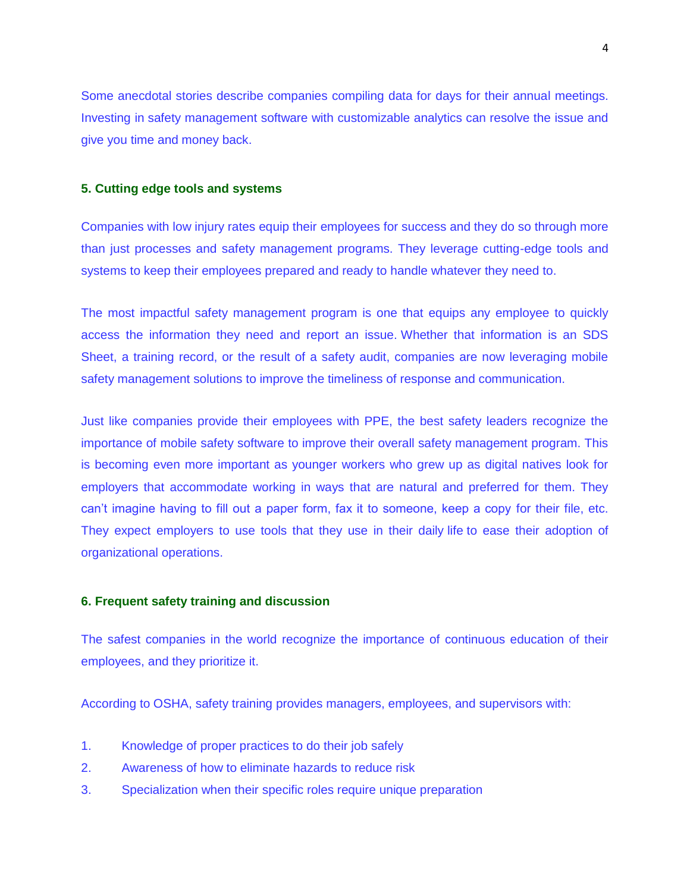Some anecdotal stories describe companies compiling data for days for their annual meetings. Investing in safety management software with customizable analytics can resolve the issue and give you time and money back.

### 5. Cutting edge tools and systems

Companies with low injury rates equip their employees for success and they do so through more than just processes and safety management programs. They leverage cutting-edge tools and systems to keep their employees prepared and ready to handle whatever they need to.

The most impactful safety management program is one that equips any employee to quickly access the information they need and report an issue. Whether that information is an SDS Sheet, a training record, or the result of a safety audit, companies are now leveraging mobile safety management solutions to improve the timeliness of response and communication.

Just like companies provide their employees with PPE, the best safety leaders recognize the importance of mobile safety software to improve their overall safety management program. This is becoming even more important as younger workers who grew up as digital natives look for employers that accommodate working in ways that are natural and preferred for them. They can't imagine having to fill out a paper form, fax it to someone, keep a copy for their file, etc. They expect employers to use tools that they use in their daily life to ease their adoption of organizational operations.

### 6. Frequent safety training and discussion

The safest companies in the world recognize the importance of continuous education of their employees, and they prioritize it.

According to OSHA, safety training provides managers, employees, and supervisors with:

1. Knowledge of proper practices to do their job safely
2. Awareness of how to eliminate hazards to reduce risk
3. Specialization when their specific roles require unique preparation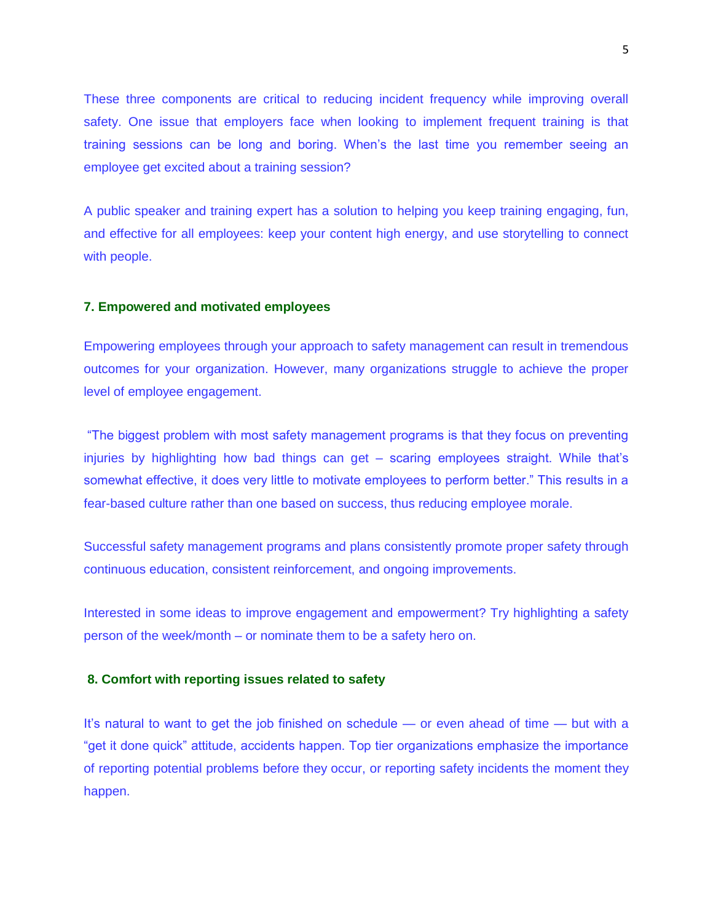These three components are critical to reducing incident frequency while improving overall safety. One issue that employers face when looking to implement frequent training is that training sessions can be long and boring. When's the last time you remember seeing an employee get excited about a training session?

A public speaker and training expert has a solution to helping you keep training engaging, fun, and effective for all employees: keep your content high energy, and use storytelling to connect with people.

### 7. Empowered and motivated employees

Empowering employees through your approach to safety management can result in tremendous outcomes for your organization. However, many organizations struggle to achieve the proper level of employee engagement.

"The biggest problem with most safety management programs is that they focus on preventing injuries by highlighting how bad things can get – scaring employees straight. While that's somewhat effective, it does very little to motivate employees to perform better." This results in a fear-based culture rather than one based on success, thus reducing employee morale.

Successful safety management programs and plans consistently promote proper safety through continuous education, consistent reinforcement, and ongoing improvements.

Interested in some ideas to improve engagement and empowerment? Try highlighting a safety person of the week/month – or nominate them to be a safety hero on.

### 8. Comfort with reporting issues related to safety

It's natural to want to get the job finished on schedule — or even ahead of time — but with a "get it done quick" attitude, accidents happen. Top tier organizations emphasize the importance of reporting potential problems before they occur, or reporting safety incidents the moment they happen.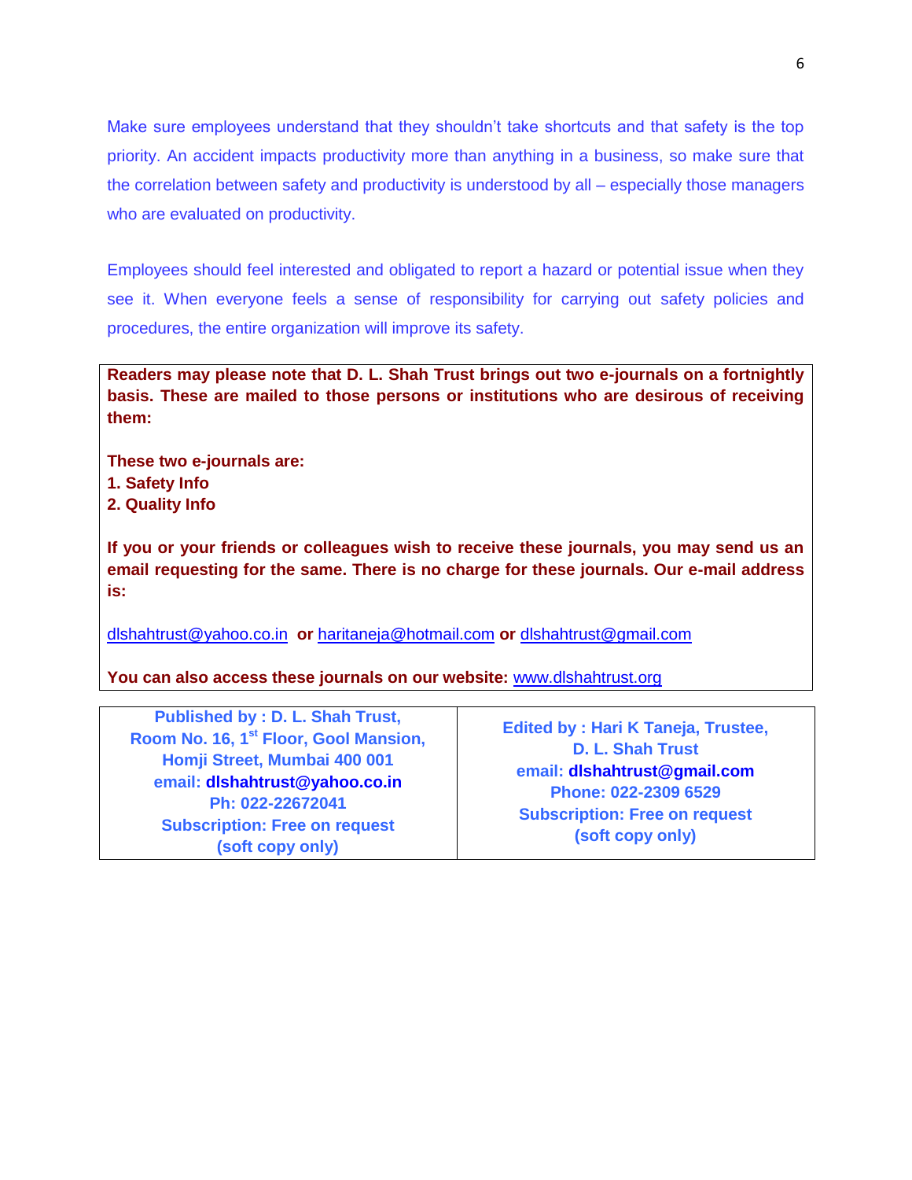Make sure employees understand that they shouldn't take shortcuts and that safety is the top priority. An accident impacts productivity more than anything in a business, so make sure that the correlation between safety and productivity is understood by all – especially those managers who are evaluated on productivity.

Employees should feel interested and obligated to report a hazard or potential issue when they see it. When everyone feels a sense of responsibility for carrying out safety policies and procedures, the entire organization will improve its safety.

**Readers may please note that D. L. Shah Trust brings out two e-journals on a fortnightly basis. These are mailed to those persons or institutions who are desirous of receiving them:**

**These two e-journals are:**
**1. Safety Info**
**2. Quality Info**

**If you or your friends or colleagues wish to receive these journals, you may send us an email requesting for the same. There is no charge for these journals. Our e-mail address is:**

dlshahtrust@yahoo.co.in **or** haritaneja@hotmail.com **or** dlshahtrust@gmail.com

**You can also access these journals on our website:** www.dlshahtrust.org

| | |
|---|---|
| **Published by : D. L. Shah Trust, Room No. 16, 1st Floor, Gool Mansion, Homji Street, Mumbai 400 001 email: dlshahtrust@yahoo.co.in Ph: 022-22672041 Subscription: Free on request (soft copy only)** | **Edited by : Hari K Taneja, Trustee, D. L. Shah Trust email: dlshahtrust@gmail.com Phone: 022-2309 6529 Subscription: Free on request (soft copy only)** |